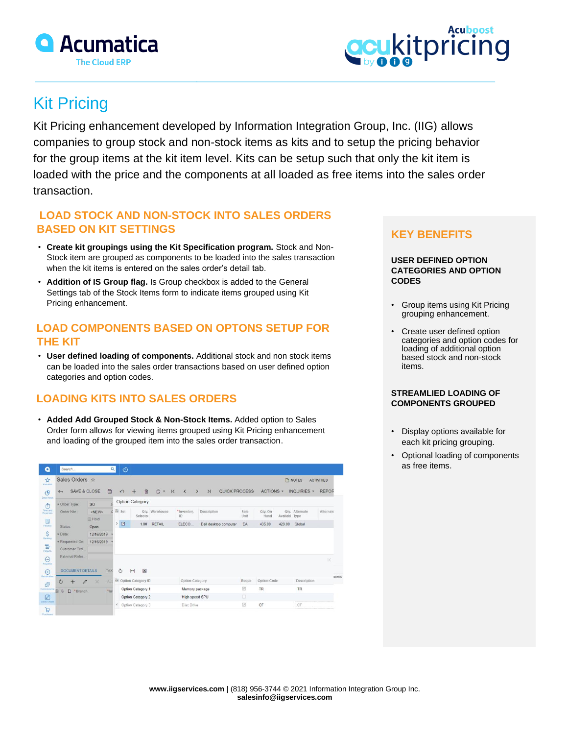# Kit Pricing

Kit Pricing enhancement developed by Information Integration Group, Inc. (IIG) allows companies to group stock and non-stock items as kits and to setup the pricing behavior for the group items at the kit item level. Kits can be setup such that only the kit item is loaded with the price and the components at all loaded as free items into the sales order transaction.

## LOAD STOCK AND NON-STOCK INTO SALES ORDERS BASED ON KIT SETTINGS

- **Create kit groupings using the Kit Specification program.** Stock and Non-Stock item are grouped as components to be loaded into the sales transaction when the kit items is entered on the sales order's detail tab.
- **Addition of IS Group flag.** Is Group checkbox is added to the General Settings tab of the Stock Items form to indicate items grouped using Kit Pricing enhancement.

## LOAD COMPONENTS BASED ON OPTONS SETUP FOR THE KIT

- **User defined loading of components.** Additional stock and non stock items can be loaded into the sales order transactions based on user defined option categories and option codes.

## LOADING KITS INTO SALES ORDERS

- **Added Add Grouped Stock & Non-Stock Items.** Added option to Sales Order form allows for viewing items grouped using Kit Pricing enhancement and loading of the grouped item into the sales order transaction.

## KEY BENEFITS

### USER DEFINED OPTION CATEGORIES AND OPTION CODES

- Group items using Kit Pricing grouping enhancement.
- Create user defined option categories and option codes for loading of additional option based stock and non-stock items.

### STREAMLIED LOADING OF COMPONENTS GROUPED

- Display options available for each kit pricing grouping.
- Optional loading of components as free items.

**www.iigservices.com** | (818) 956-3744 © 2021 Information Integration Group Inc.
**salesinfo@iigservices.com**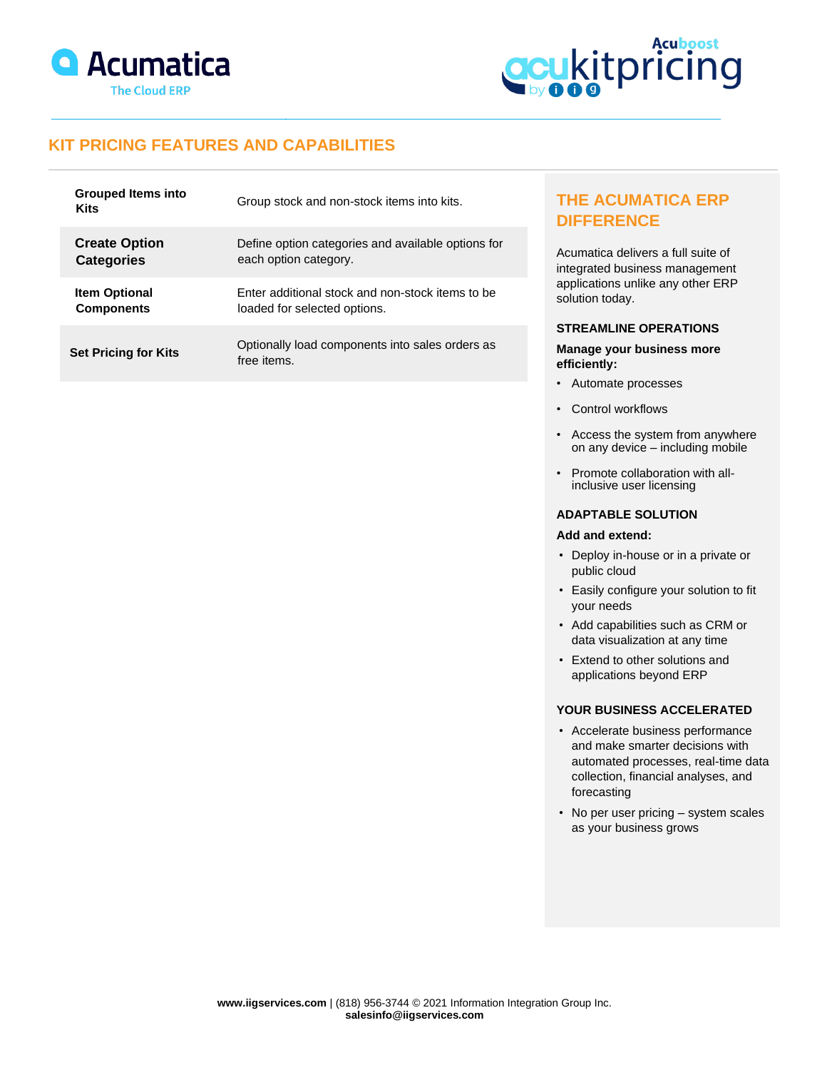## KIT PRICING FEATURES AND CAPABILITIES

| | |
|---|---|
| **Grouped Items into Kits** | Group stock and non-stock items into kits. |
| **Create Option Categories** | Define option categories and available options for each option category. |
| **Item Optional Components** | Enter additional stock and non-stock items to be loaded for selected options. |
| **Set Pricing for Kits** | Optionally load components into sales orders as free items. |

## THE ACUMATICA ERP DIFFERENCE

Acumatica delivers a full suite of integrated business management applications unlike any other ERP solution today.

### STREAMLINE OPERATIONS

**Manage your business more efficiently:**

- Automate processes
- Control workflows
- Access the system from anywhere on any device – including mobile
- Promote collaboration with all-inclusive user licensing

### ADAPTABLE SOLUTION

**Add and extend:**

- Deploy in-house or in a private or public cloud
- Easily configure your solution to fit your needs
- Add capabilities such as CRM or data visualization at any time
- Extend to other solutions and applications beyond ERP

### YOUR BUSINESS ACCELERATED

- Accelerate business performance and make smarter decisions with automated processes, real-time data collection, financial analyses, and forecasting
- No per user pricing – system scales as your business grows

**www.iigservices.com** | (818) 956-3744 © 2021 Information Integration Group Inc.
**salesinfo@iigservices.com**